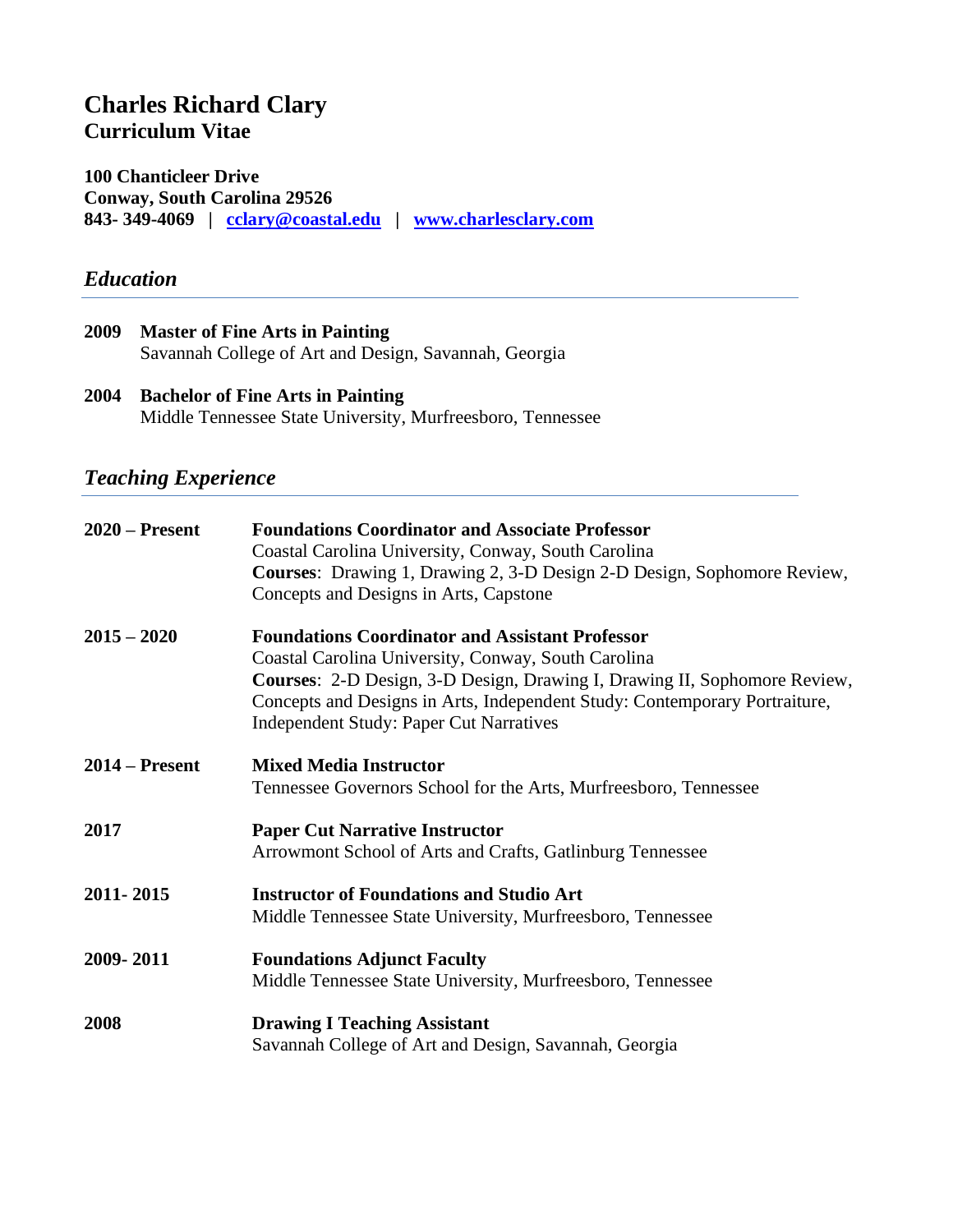# Charles Richard Clary

## Curriculum Vitae

**100 Chanticleer Drive**
**Conway, South Carolina 29526**
**843- 349-4069 | [cclary@coastal.edu](mailto:cclary@coastal.edu) | [www.charlesclary.com](http://www.charlesclary.com)**

## *Education*

**2009 Master of Fine Arts in Painting**
Savannah College of Art and Design, Savannah, Georgia

**2004 Bachelor of Fine Arts in Painting**
Middle Tennessee State University, Murfreesboro, Tennessee

## *Teaching Experience*

**2020 – Present** **Foundations Coordinator and Associate Professor**
Coastal Carolina University, Conway, South Carolina
**Courses**: Drawing 1, Drawing 2, 3-D Design 2-D Design, Sophomore Review, Concepts and Designs in Arts, Capstone

**2015 – 2020** **Foundations Coordinator and Assistant Professor**
Coastal Carolina University, Conway, South Carolina
**Courses**: 2-D Design, 3-D Design, Drawing I, Drawing II, Sophomore Review, Concepts and Designs in Arts, Independent Study: Contemporary Portraiture, Independent Study: Paper Cut Narratives

**2014 – Present** **Mixed Media Instructor**
Tennessee Governors School for the Arts, Murfreesboro, Tennessee

**2017** **Paper Cut Narrative Instructor**
Arrowmont School of Arts and Crafts, Gatlinburg Tennessee

**2011- 2015** **Instructor of Foundations and Studio Art**
Middle Tennessee State University, Murfreesboro, Tennessee

**2009- 2011** **Foundations Adjunct Faculty**
Middle Tennessee State University, Murfreesboro, Tennessee

**2008** **Drawing I Teaching Assistant**
Savannah College of Art and Design, Savannah, Georgia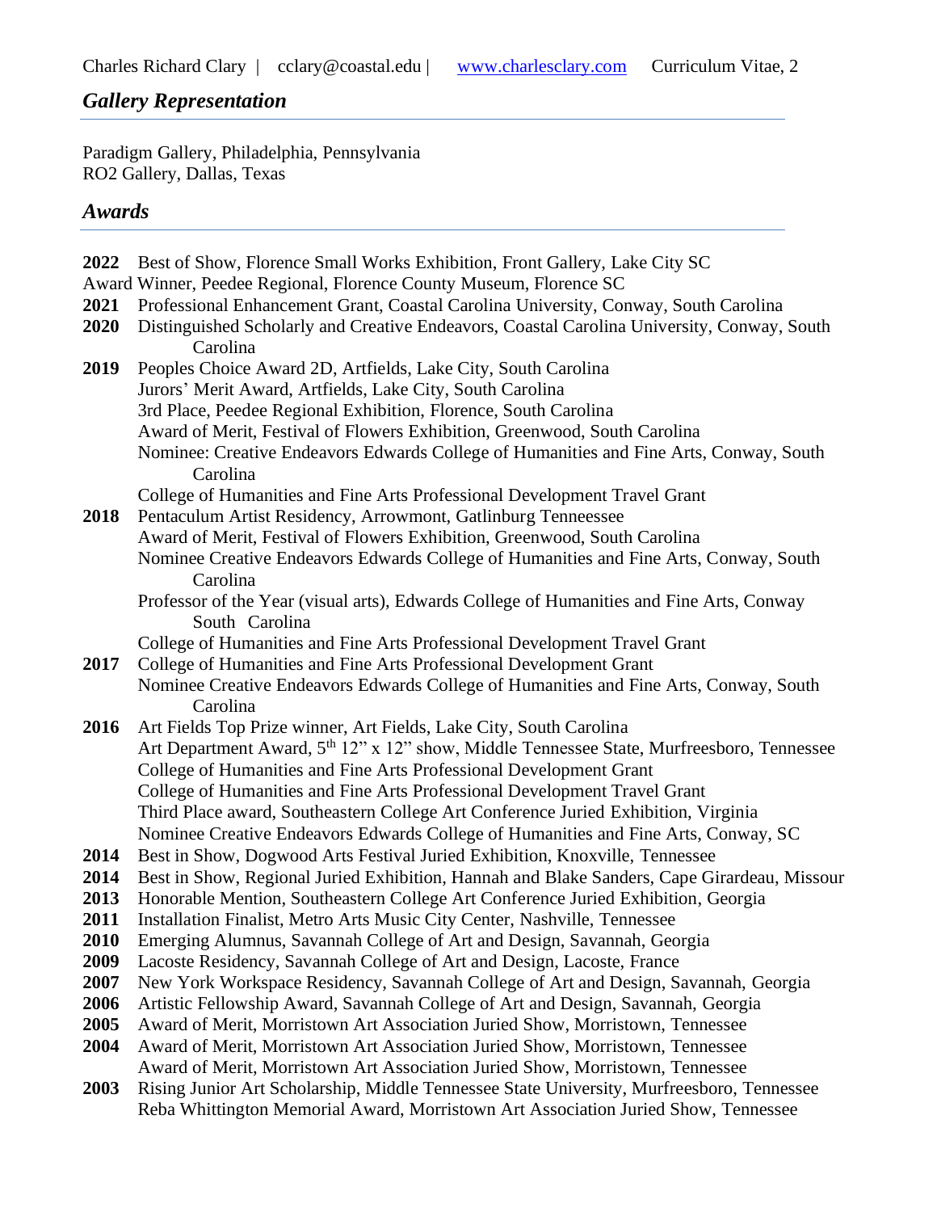## *Gallery Representation*

Paradigm Gallery, Philadelphia, Pennsylvania
RO2 Gallery, Dallas, Texas

## *Awards*

**2022** Best of Show, Florence Small Works Exhibition, Front Gallery, Lake City SC
Award Winner, Peedee Regional, Florence County Museum, Florence SC
**2021** Professional Enhancement Grant, Coastal Carolina University, Conway, South Carolina
**2020** Distinguished Scholarly and Creative Endeavors, Coastal Carolina University, Conway, South Carolina
**2019** Peoples Choice Award 2D, Artfields, Lake City, South Carolina
Jurors' Merit Award, Artfields, Lake City, South Carolina
3rd Place, Peedee Regional Exhibition, Florence, South Carolina
Award of Merit, Festival of Flowers Exhibition, Greenwood, South Carolina
Nominee: Creative Endeavors Edwards College of Humanities and Fine Arts, Conway, South Carolina
College of Humanities and Fine Arts Professional Development Travel Grant
**2018** Pentaculum Artist Residency, Arrowmont, Gatlinburg Tenneessee
Award of Merit, Festival of Flowers Exhibition, Greenwood, South Carolina
Nominee Creative Endeavors Edwards College of Humanities and Fine Arts, Conway, South Carolina
Professor of the Year (visual arts), Edwards College of Humanities and Fine Arts, Conway South Carolina
College of Humanities and Fine Arts Professional Development Travel Grant
**2017** College of Humanities and Fine Arts Professional Development Grant
Nominee Creative Endeavors Edwards College of Humanities and Fine Arts, Conway, South Carolina
**2016** Art Fields Top Prize winner, Art Fields, Lake City, South Carolina
Art Department Award, 5th 12" x 12" show, Middle Tennessee State, Murfreesboro, Tennessee
College of Humanities and Fine Arts Professional Development Grant
College of Humanities and Fine Arts Professional Development Travel Grant
Third Place award, Southeastern College Art Conference Juried Exhibition, Virginia
Nominee Creative Endeavors Edwards College of Humanities and Fine Arts, Conway, SC
**2014** Best in Show, Dogwood Arts Festival Juried Exhibition, Knoxville, Tennessee
**2014** Best in Show, Regional Juried Exhibition, Hannah and Blake Sanders, Cape Girardeau, Missour
**2013** Honorable Mention, Southeastern College Art Conference Juried Exhibition, Georgia
**2011** Installation Finalist, Metro Arts Music City Center, Nashville, Tennessee
**2010** Emerging Alumnus, Savannah College of Art and Design, Savannah, Georgia
**2009** Lacoste Residency, Savannah College of Art and Design, Lacoste, France
**2007** New York Workspace Residency, Savannah College of Art and Design, Savannah, Georgia
**2006** Artistic Fellowship Award, Savannah College of Art and Design, Savannah, Georgia
**2005** Award of Merit, Morristown Art Association Juried Show, Morristown, Tennessee
**2004** Award of Merit, Morristown Art Association Juried Show, Morristown, Tennessee
Award of Merit, Morristown Art Association Juried Show, Morristown, Tennessee
**2003** Rising Junior Art Scholarship, Middle Tennessee State University, Murfreesboro, Tennessee
Reba Whittington Memorial Award, Morristown Art Association Juried Show, Tennessee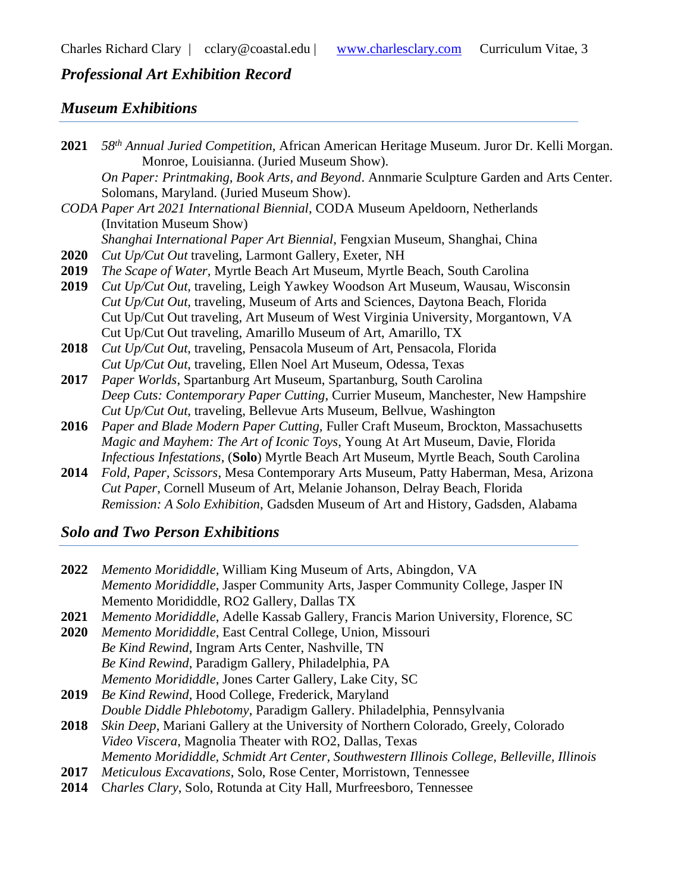## *Professional Art Exhibition Record*

### *Museum Exhibitions*

**2021** *58th Annual Juried Competition*, African American Heritage Museum. Juror Dr. Kelli Morgan. Monroe, Louisianna. (Juried Museum Show).
*On Paper: Printmaking, Book Arts, and Beyond*. Annmarie Sculpture Garden and Arts Center. Solomans, Maryland. (Juried Museum Show).
*CODA Paper Art 2021 International Biennial*, CODA Museum Apeldoorn, Netherlands (Invitation Museum Show)
*Shanghai International Paper Art Biennial*, Fengxian Museum, Shanghai, China

**2020** *Cut Up/Cut Out* traveling, Larmont Gallery, Exeter, NH

**2019** *The Scape of Water,* Myrtle Beach Art Museum, Myrtle Beach, South Carolina

**2019** *Cut Up/Cut Out*, traveling, Leigh Yawkey Woodson Art Museum, Wausau, Wisconsin
*Cut Up/Cut Out*, traveling, Museum of Arts and Sciences, Daytona Beach, Florida
Cut Up/Cut Out traveling, Art Museum of West Virginia University, Morgantown, VA
Cut Up/Cut Out traveling, Amarillo Museum of Art, Amarillo, TX

**2018** *Cut Up/Cut Out*, traveling, Pensacola Museum of Art, Pensacola, Florida
*Cut Up/Cut Out*, traveling, Ellen Noel Art Museum, Odessa, Texas

**2017** *Paper Worlds*, Spartanburg Art Museum, Spartanburg, South Carolina
*Deep Cuts: Contemporary Paper Cutting*, Currier Museum, Manchester, New Hampshire
*Cut Up/Cut Out*, traveling, Bellevue Arts Museum, Bellvue, Washington

**2016** *Paper and Blade Modern Paper Cutting,* Fuller Craft Museum, Brockton, Massachusetts
*Magic and Mayhem: The Art of Iconic Toys*, Young At Art Museum, Davie, Florida
*Infectious Infestations*, (**Solo**) Myrtle Beach Art Museum, Myrtle Beach, South Carolina

**2014** *Fold, Paper, Scissors*, Mesa Contemporary Arts Museum, Patty Haberman, Mesa, Arizona
*Cut Paper*, Cornell Museum of Art, Melanie Johanson, Delray Beach, Florida
*Remission: A Solo Exhibition*, Gadsden Museum of Art and History, Gadsden, Alabama

### *Solo and Two Person Exhibitions*

**2022** *Memento Morididdle,* William King Museum of Arts, Abingdon, VA
*Memento Morididdle*, Jasper Community Arts, Jasper Community College, Jasper IN
Memento Morididdle, RO2 Gallery, Dallas TX

**2021** *Memento Morididdle*, Adelle Kassab Gallery, Francis Marion University, Florence, SC

**2020** *Memento Morididdle,* East Central College, Union, Missouri
*Be Kind Rewind*, Ingram Arts Center, Nashville, TN
*Be Kind Rewind*, Paradigm Gallery, Philadelphia, PA
*Memento Morididdle*, Jones Carter Gallery, Lake City, SC

**2019** *Be Kind Rewind*, Hood College, Frederick, Maryland
*Double Diddle Phlebotomy*, Paradigm Gallery. Philadelphia, Pennsylvania

**2018** *Skin Deep*, Mariani Gallery at the University of Northern Colorado, Greely, Colorado
*Video Viscera*, Magnolia Theater with RO2, Dallas, Texas
*Memento Morididdle, Schmidt Art Center, Southwestern Illinois College, Belleville, Illinois*

**2017** *Meticulous Excavations*, Solo, Rose Center, Morristown, Tennessee

**2014** C*harles Clary*, Solo, Rotunda at City Hall, Murfreesboro, Tennessee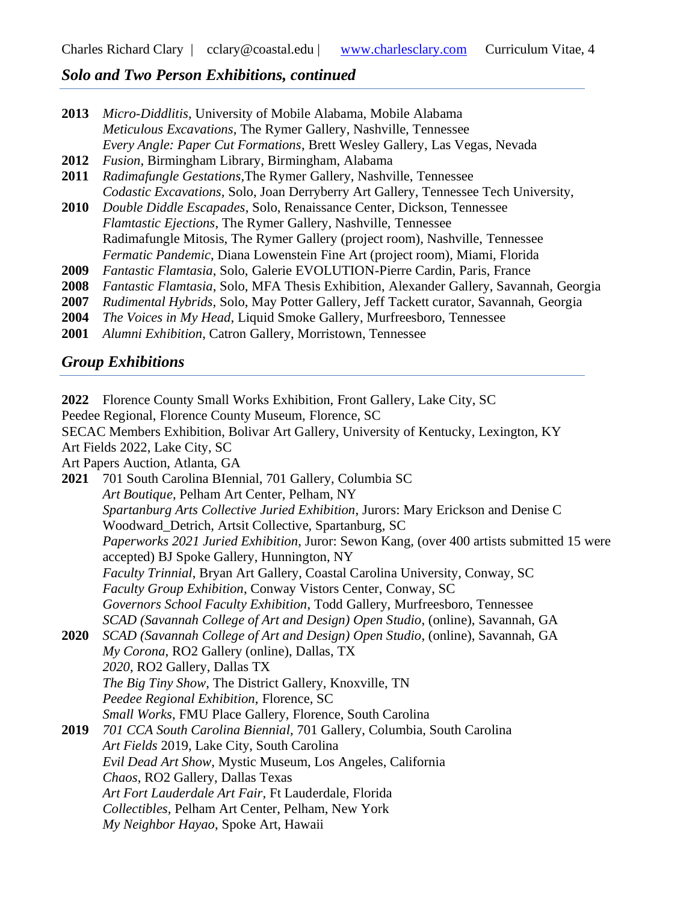## *Solo and Two Person Exhibitions, continued*

**2013** *Micro-Diddlitis*, University of Mobile Alabama, Mobile Alabama
*Meticulous Excavations*, The Rymer Gallery, Nashville, Tennessee
*Every Angle: Paper Cut Formations*, Brett Wesley Gallery, Las Vegas, Nevada

**2012** *Fusion*, Birmingham Library, Birmingham, Alabama

**2011** *Radimafungle Gestations*,The Rymer Gallery, Nashville, Tennessee
*Codastic Excavations*, Solo, Joan Derryberry Art Gallery, Tennessee Tech University,

**2010** *Double Diddle Escapades*, Solo, Renaissance Center, Dickson, Tennessee
*Flamtastic Ejections*, The Rymer Gallery, Nashville, Tennessee
Radimafungle Mitosis, The Rymer Gallery (project room), Nashville, Tennessee
*Fermatic Pandemic*, Diana Lowenstein Fine Art (project room), Miami, Florida

**2009** *Fantastic Flamtasia*, Solo, Galerie EVOLUTION-Pierre Cardin, Paris, France

**2008** *Fantastic Flamtasia*, Solo, MFA Thesis Exhibition, Alexander Gallery, Savannah, Georgia

**2007** *Rudimental Hybrids*, Solo, May Potter Gallery, Jeff Tackett curator, Savannah, Georgia

**2004** *The Voices in My Head*, Liquid Smoke Gallery, Murfreesboro, Tennessee

**2001** *Alumni Exhibition*, Catron Gallery, Morristown, Tennessee

## *Group Exhibitions*

**2022** Florence County Small Works Exhibition, Front Gallery, Lake City, SC
Peedee Regional, Florence County Museum, Florence, SC
SECAC Members Exhibition, Bolivar Art Gallery, University of Kentucky, Lexington, KY
Art Fields 2022, Lake City, SC
Art Papers Auction, Atlanta, GA

**2021** 701 South Carolina BIennial, 701 Gallery, Columbia SC
*Art Boutique*, Pelham Art Center, Pelham, NY
*Spartanburg Arts Collective Juried Exhibition*, Jurors: Mary Erickson and Denise C Woodward_Detrich, Artsit Collective, Spartanburg, SC
*Paperworks 2021 Juried Exhibition*, Juror: Sewon Kang, (over 400 artists submitted 15 were accepted) BJ Spoke Gallery, Hunnington, NY
*Faculty Trinnial*, Bryan Art Gallery, Coastal Carolina University, Conway, SC
*Faculty Group Exhibition*, Conway Vistors Center, Conway, SC
*Governors School Faculty Exhibition*, Todd Gallery, Murfreesboro, Tennessee
*SCAD (Savannah College of Art and Design) Open Studio*, (online), Savannah, GA

**2020** *SCAD (Savannah College of Art and Design) Open Studio*, (online), Savannah, GA
*My Corona*, RO2 Gallery (online), Dallas, TX
*2020*, RO2 Gallery, Dallas TX
*The Big Tiny Show*, The District Gallery, Knoxville, TN
*Peedee Regional Exhibition*, Florence, SC
*Small Works*, FMU Place Gallery, Florence, South Carolina

**2019** *701 CCA South Carolina Biennial*, 701 Gallery, Columbia, South Carolina
*Art Fields* 2019, Lake City, South Carolina
*Evil Dead Art Show*, Mystic Museum, Los Angeles, California
*Chaos*, RO2 Gallery, Dallas Texas
*Art Fort Lauderdale Art Fair*, Ft Lauderdale, Florida
*Collectibles*, Pelham Art Center, Pelham, New York
*My Neighbor Hayao*, Spoke Art, Hawaii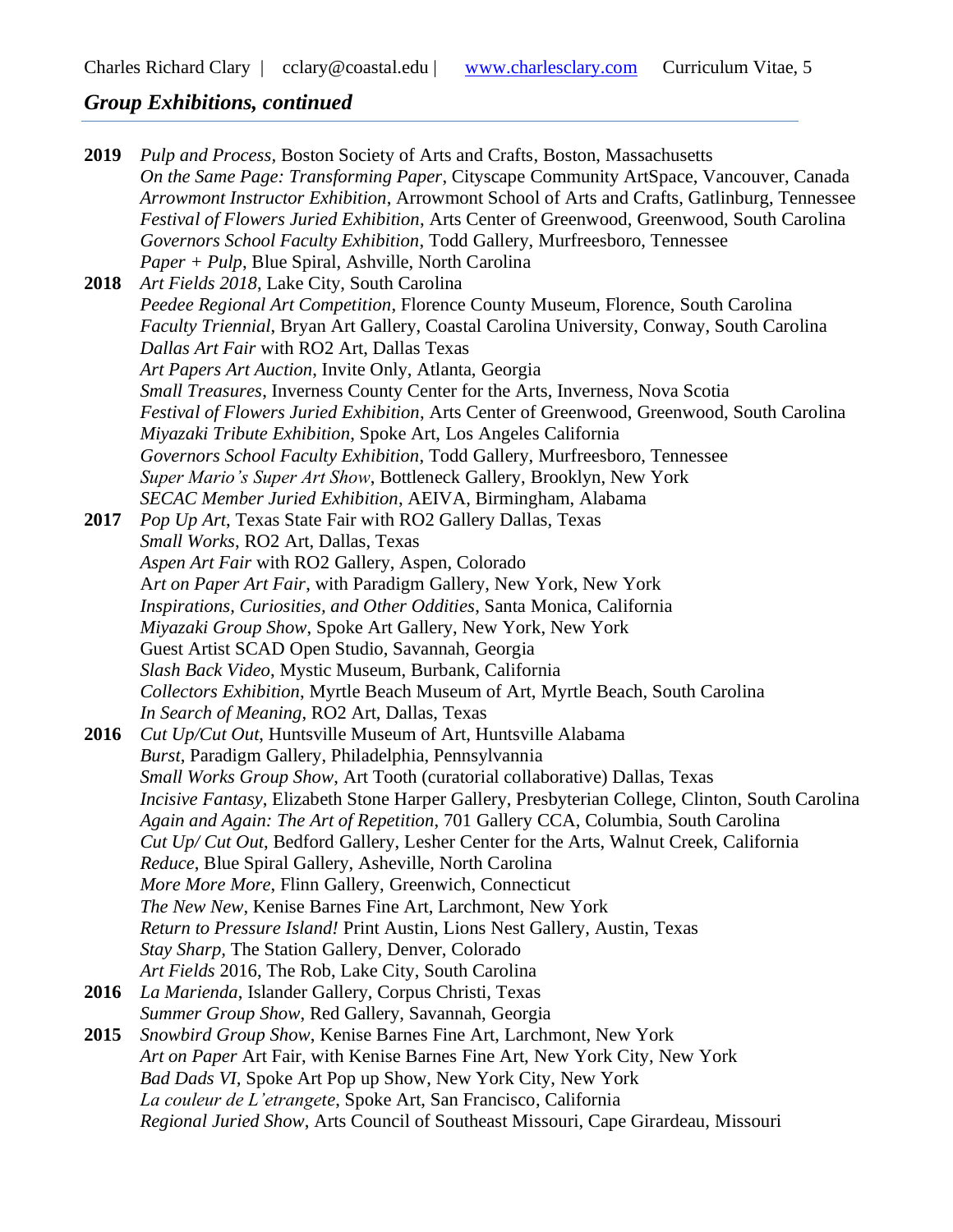## *Group Exhibitions, continued*

**2019** *Pulp and Process*, Boston Society of Arts and Crafts, Boston, Massachusetts
*On the Same Page: Transforming Paper*, Cityscape Community ArtSpace, Vancouver, Canada
*Arrowmont Instructor Exhibition*, Arrowmont School of Arts and Crafts, Gatlinburg, Tennessee
*Festival of Flowers Juried Exhibition*, Arts Center of Greenwood, Greenwood, South Carolina
*Governors School Faculty Exhibition*, Todd Gallery, Murfreesboro, Tennessee
*Paper + Pulp*, Blue Spiral, Ashville, North Carolina

**2018** *Art Fields 2018*, Lake City, South Carolina
*Peedee Regional Art Competition*, Florence County Museum, Florence, South Carolina
*Faculty Triennial*, Bryan Art Gallery, Coastal Carolina University, Conway, South Carolina
*Dallas Art Fair* with RO2 Art, Dallas Texas
*Art Papers Art Auction*, Invite Only, Atlanta, Georgia
*Small Treasures*, Inverness County Center for the Arts, Inverness, Nova Scotia
*Festival of Flowers Juried Exhibition*, Arts Center of Greenwood, Greenwood, South Carolina
*Miyazaki Tribute Exhibition*, Spoke Art, Los Angeles California
*Governors School Faculty Exhibition*, Todd Gallery, Murfreesboro, Tennessee
*Super Mario's Super Art Show*, Bottleneck Gallery, Brooklyn, New York
*SECAC Member Juried Exhibition*, AEIVA, Birmingham, Alabama

**2017** *Pop Up Art*, Texas State Fair with RO2 Gallery Dallas, Texas
*Small Works*, RO2 Art, Dallas, Texas
*Aspen Art Fair* with RO2 Gallery, Aspen, Colorado
A*rt on Paper Art Fair*, with Paradigm Gallery, New York, New York
*Inspirations, Curiosities, and Other Oddities*, Santa Monica, California
*Miyazaki Group Show*, Spoke Art Gallery, New York, New York
Guest Artist SCAD Open Studio, Savannah, Georgia
*Slash Back Video*, Mystic Museum, Burbank, California
*Collectors Exhibition*, Myrtle Beach Museum of Art, Myrtle Beach, South Carolina
*In Search of Meaning*, RO2 Art, Dallas, Texas

**2016** *Cut Up/Cut Out*, Huntsville Museum of Art, Huntsville Alabama
*Burst*, Paradigm Gallery, Philadelphia, Pennsylvannia
*Small Works Group Show*, Art Tooth (curatorial collaborative) Dallas, Texas
*Incisive Fantasy*, Elizabeth Stone Harper Gallery, Presbyterian College, Clinton, South Carolina
*Again and Again: The Art of Repetition*, 701 Gallery CCA, Columbia, South Carolina
*Cut Up/ Cut Out*, Bedford Gallery, Lesher Center for the Arts, Walnut Creek, California
*Reduce*, Blue Spiral Gallery, Asheville, North Carolina
*More More More*, Flinn Gallery, Greenwich, Connecticut
*The New New*, Kenise Barnes Fine Art, Larchmont, New York
*Return to Pressure Island!* Print Austin, Lions Nest Gallery, Austin, Texas
*Stay Sharp*, The Station Gallery, Denver, Colorado
*Art Fields* 2016, The Rob, Lake City, South Carolina

**2016** *La Marienda*, Islander Gallery, Corpus Christi, Texas
*Summer Group Show*, Red Gallery, Savannah, Georgia

**2015** *Snowbird Group Show*, Kenise Barnes Fine Art, Larchmont, New York
*Art on Paper* Art Fair, with Kenise Barnes Fine Art, New York City, New York
*Bad Dads VI*, Spoke Art Pop up Show, New York City, New York
*La couleur de L'etrangete*, Spoke Art, San Francisco, California
*Regional Juried Show*, Arts Council of Southeast Missouri, Cape Girardeau, Missouri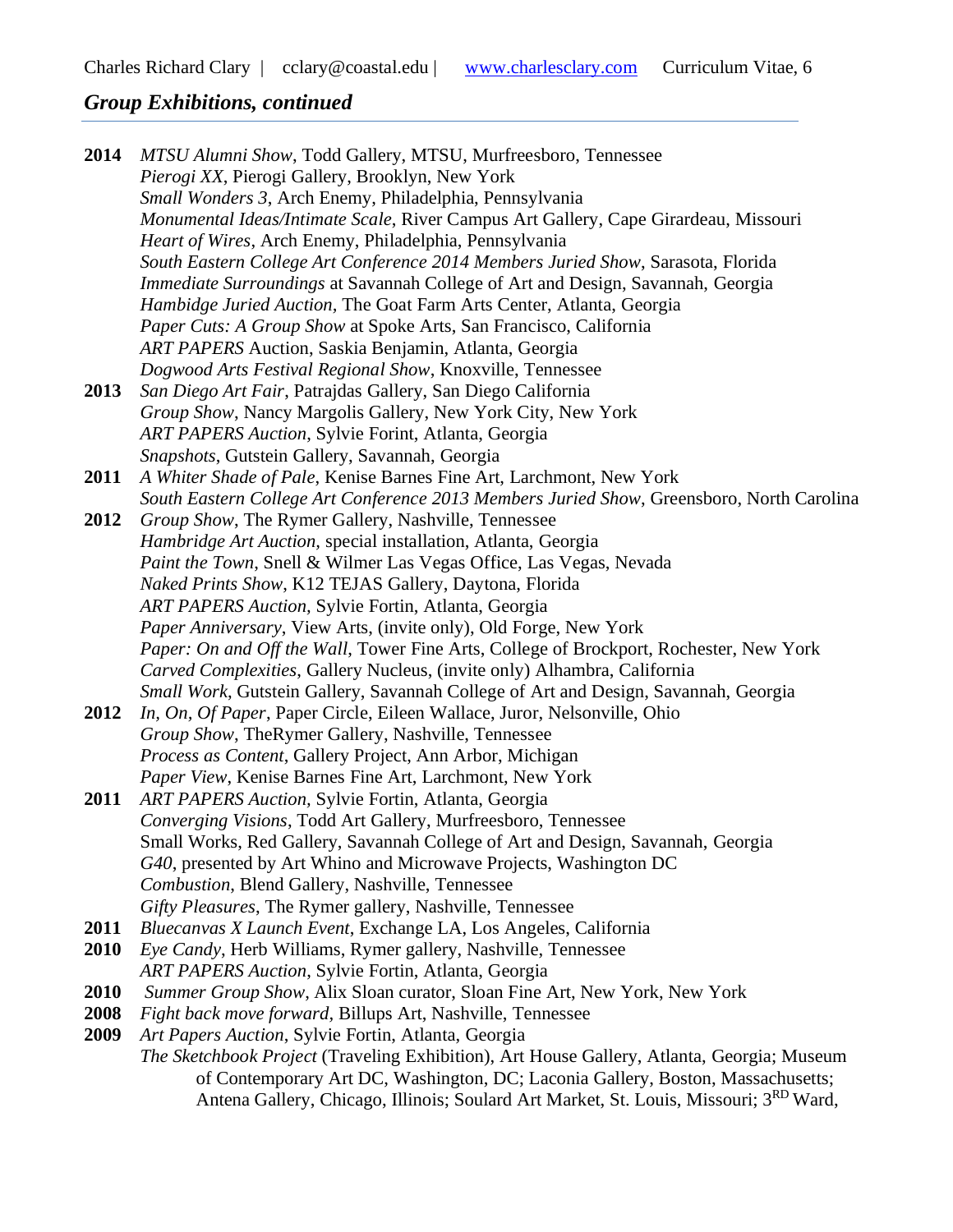## *Group Exhibitions, continued*

---

**2014** *MTSU Alumni Show*, Todd Gallery, MTSU, Murfreesboro, Tennessee
*Pierogi XX*, Pierogi Gallery, Brooklyn, New York
*Small Wonders 3*, Arch Enemy, Philadelphia, Pennsylvania
*Monumental Ideas/Intimate Scale*, River Campus Art Gallery, Cape Girardeau, Missouri
*Heart of Wires*, Arch Enemy, Philadelphia, Pennsylvania
*South Eastern College Art Conference 2014 Members Juried Show*, Sarasota, Florida
*Immediate Surroundings* at Savannah College of Art and Design, Savannah, Georgia
*Hambidge Juried Auction*, The Goat Farm Arts Center, Atlanta, Georgia
*Paper Cuts: A Group Show* at Spoke Arts, San Francisco, California
*ART PAPERS* Auction, Saskia Benjamin, Atlanta, Georgia
*Dogwood Arts Festival Regional Show*, Knoxville, Tennessee

**2013** *San Diego Art Fair*, Patrajdas Gallery, San Diego California
*Group Show*, Nancy Margolis Gallery, New York City, New York
*ART PAPERS Auction*, Sylvie Forint, Atlanta, Georgia
*Snapshots*, Gutstein Gallery, Savannah, Georgia

**2011** *A Whiter Shade of Pale*, Kenise Barnes Fine Art, Larchmont, New York
*South Eastern College Art Conference 2013 Members Juried Show*, Greensboro, North Carolina

**2012** *Group Show*, The Rymer Gallery, Nashville, Tennessee
*Hambridge Art Auction,* special installation, Atlanta, Georgia
*Paint the Town*, Snell & Wilmer Las Vegas Office, Las Vegas, Nevada
*Naked Prints Show*, K12 TEJAS Gallery, Daytona, Florida
*ART PAPERS Auction*, Sylvie Fortin, Atlanta, Georgia
*Paper Anniversary*, View Arts, (invite only), Old Forge, New York
*Paper: On and Off the Wall*, Tower Fine Arts, College of Brockport, Rochester, New York
*Carved Complexities,* Gallery Nucleus, (invite only) Alhambra, California
*Small Work*, Gutstein Gallery, Savannah College of Art and Design, Savannah, Georgia

**2012** *In, On, Of Paper*, Paper Circle, Eileen Wallace, Juror, Nelsonville, Ohio
*Group Show*, TheRymer Gallery, Nashville, Tennessee
*Process as Content*, Gallery Project, Ann Arbor, Michigan
*Paper View*, Kenise Barnes Fine Art, Larchmont, New York

**2011** *ART PAPERS Auction*, Sylvie Fortin, Atlanta, Georgia
*Converging Visions*, Todd Art Gallery, Murfreesboro, Tennessee
Small Works, Red Gallery, Savannah College of Art and Design, Savannah, Georgia
*G40*, presented by Art Whino and Microwave Projects, Washington DC
*Combustion*, Blend Gallery, Nashville, Tennessee
*Gifty Pleasures*, The Rymer gallery, Nashville, Tennessee

**2011** *Bluecanvas X Launch Event*, Exchange LA, Los Angeles, California

**2010** *Eye Candy*, Herb Williams, Rymer gallery, Nashville, Tennessee
*ART PAPERS Auction*, Sylvie Fortin, Atlanta, Georgia

**2010** *Summer Group Show*, Alix Sloan curator, Sloan Fine Art, New York, New York

**2008** *Fight back move forward*, Billups Art, Nashville, Tennessee

**2009** *Art Papers Auction*, Sylvie Fortin, Atlanta, Georgia
*The Sketchbook Project* (Traveling Exhibition), Art House Gallery, Atlanta, Georgia; Museum of Contemporary Art DC, Washington, DC; Laconia Gallery, Boston, Massachusetts; Antena Gallery, Chicago, Illinois; Soulard Art Market, St. Louis, Missouri; 3RD Ward,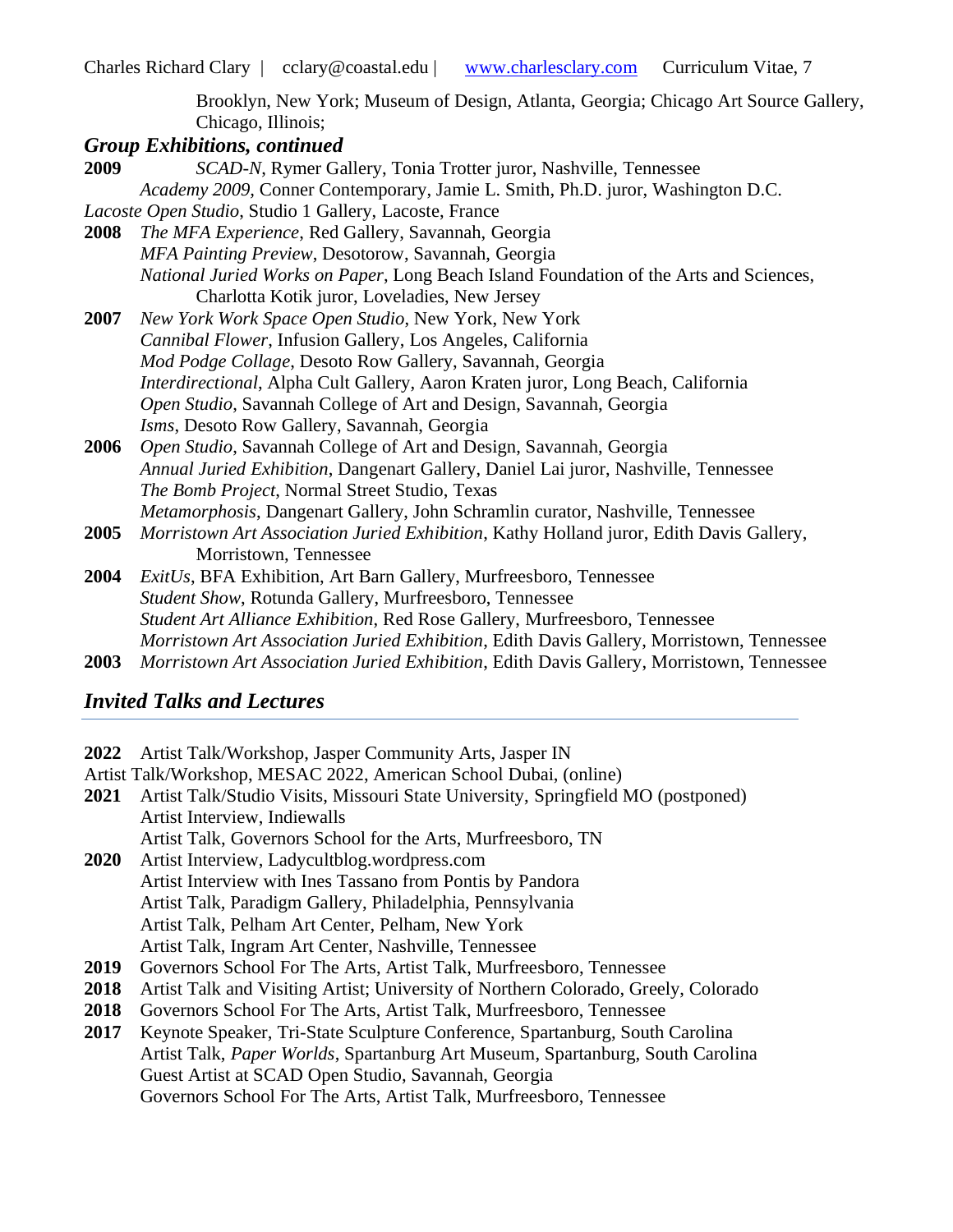Brooklyn, New York; Museum of Design, Atlanta, Georgia; Chicago Art Source Gallery, Chicago, Illinois;

### *Group Exhibitions, continued*

**2009** *SCAD-N*, Rymer Gallery, Tonia Trotter juror, Nashville, Tennessee
*Academy 2009*, Conner Contemporary, Jamie L. Smith, Ph.D. juror, Washington D.C.
*Lacoste Open Studio*, Studio 1 Gallery, Lacoste, France

**2008** *The MFA Experience*, Red Gallery, Savannah, Georgia
*MFA Painting Preview*, Desotorow, Savannah, Georgia
*National Juried Works on Paper*, Long Beach Island Foundation of the Arts and Sciences, Charlotta Kotik juror, Loveladies, New Jersey

**2007** *New York Work Space Open Studio*, New York, New York
*Cannibal Flower*, Infusion Gallery, Los Angeles, California
*Mod Podge Collage*, Desoto Row Gallery, Savannah, Georgia
*Interdirectional*, Alpha Cult Gallery, Aaron Kraten juror, Long Beach, California
*Open Studio*, Savannah College of Art and Design, Savannah, Georgia
*Isms*, Desoto Row Gallery, Savannah, Georgia

**2006** *Open Studio*, Savannah College of Art and Design, Savannah, Georgia
*Annual Juried Exhibition*, Dangenart Gallery, Daniel Lai juror, Nashville, Tennessee
*The Bomb Project*, Normal Street Studio, Texas
*Metamorphosis*, Dangenart Gallery, John Schramlin curator, Nashville, Tennessee

**2005** *Morristown Art Association Juried Exhibition*, Kathy Holland juror, Edith Davis Gallery, Morristown, Tennessee

**2004** *ExitUs*, BFA Exhibition, Art Barn Gallery, Murfreesboro, Tennessee
*Student Show*, Rotunda Gallery, Murfreesboro, Tennessee
*Student Art Alliance Exhibition*, Red Rose Gallery, Murfreesboro, Tennessee
*Morristown Art Association Juried Exhibition*, Edith Davis Gallery, Morristown, Tennessee

**2003** *Morristown Art Association Juried Exhibition*, Edith Davis Gallery, Morristown, Tennessee

## *Invited Talks and Lectures*

**2022** Artist Talk/Workshop, Jasper Community Arts, Jasper IN
Artist Talk/Workshop, MESAC 2022, American School Dubai, (online)

**2021** Artist Talk/Studio Visits, Missouri State University, Springfield MO (postponed)
Artist Interview, Indiewalls
Artist Talk, Governors School for the Arts, Murfreesboro, TN

**2020** Artist Interview, Ladycultblog.wordpress.com
Artist Interview with Ines Tassano from Pontis by Pandora
Artist Talk, Paradigm Gallery, Philadelphia, Pennsylvania
Artist Talk, Pelham Art Center, Pelham, New York
Artist Talk, Ingram Art Center, Nashville, Tennessee

**2019** Governors School For The Arts, Artist Talk, Murfreesboro, Tennessee

**2018** Artist Talk and Visiting Artist; University of Northern Colorado, Greely, Colorado

**2018** Governors School For The Arts, Artist Talk, Murfreesboro, Tennessee

**2017** Keynote Speaker, Tri-State Sculpture Conference, Spartanburg, South Carolina
Artist Talk, *Paper Worlds*, Spartanburg Art Museum, Spartanburg, South Carolina
Guest Artist at SCAD Open Studio, Savannah, Georgia
Governors School For The Arts, Artist Talk, Murfreesboro, Tennessee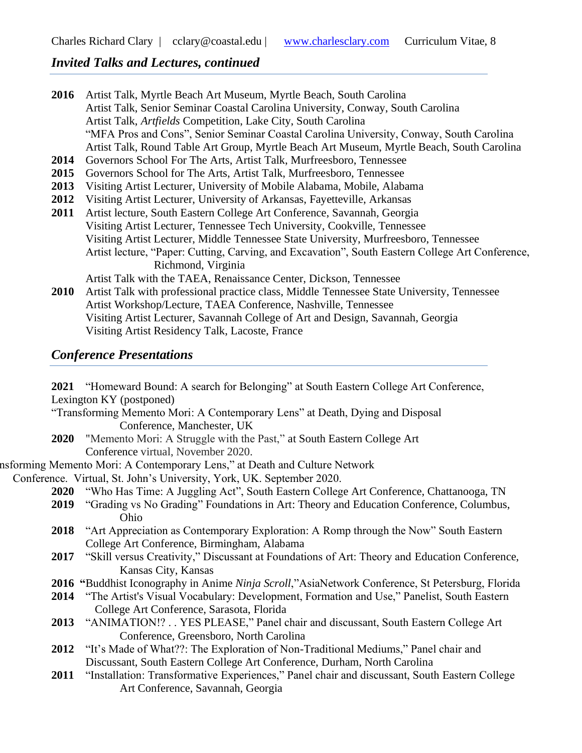## *Invited Talks and Lectures, continued*

**2016** Artist Talk, Myrtle Beach Art Museum, Myrtle Beach, South Carolina
Artist Talk, Senior Seminar Coastal Carolina University, Conway, South Carolina
Artist Talk, *Artfields* Competition, Lake City, South Carolina
"MFA Pros and Cons", Senior Seminar Coastal Carolina University, Conway, South Carolina
Artist Talk, Round Table Art Group, Myrtle Beach Art Museum, Myrtle Beach, South Carolina

**2014** Governors School For The Arts, Artist Talk, Murfreesboro, Tennessee

**2015** Governors School for The Arts, Artist Talk, Murfreesboro, Tennessee

**2013** Visiting Artist Lecturer, University of Mobile Alabama, Mobile, Alabama

**2012** Visiting Artist Lecturer, University of Arkansas, Fayetteville, Arkansas

**2011** Artist lecture, South Eastern College Art Conference, Savannah, Georgia
Visiting Artist Lecturer, Tennessee Tech University, Cookville, Tennessee
Visiting Artist Lecturer, Middle Tennessee State University, Murfreesboro, Tennessee
Artist lecture, "Paper: Cutting, Carving, and Excavation", South Eastern College Art Conference, Richmond, Virginia
Artist Talk with the TAEA, Renaissance Center, Dickson, Tennessee

**2010** Artist Talk with professional practice class, Middle Tennessee State University, Tennessee
Artist Workshop/Lecture, TAEA Conference, Nashville, Tennessee
Visiting Artist Lecturer, Savannah College of Art and Design, Savannah, Georgia
Visiting Artist Residency Talk, Lacoste, France

## *Conference Presentations*

**2021** "Homeward Bound: A search for Belonging" at South Eastern College Art Conference, Lexington KY (postponed)
"Transforming Memento Mori: A Contemporary Lens" at Death, Dying and Disposal Conference, Manchester, UK

**2020** "Memento Mori: A Struggle with the Past," at South Eastern College Art Conference virtual, November 2020.
"Transforming Memento Mori: A Contemporary Lens," at Death and Culture Network Conference. Virtual, St. John's University, York, UK. September 2020.

**2020** "Who Has Time: A Juggling Act", South Eastern College Art Conference, Chattanooga, TN

**2019** "Grading vs No Grading" Foundations in Art: Theory and Education Conference, Columbus, Ohio

**2018** "Art Appreciation as Contemporary Exploration: A Romp through the Now" South Eastern College Art Conference, Birmingham, Alabama

**2017** "Skill versus Creativity," Discussant at Foundations of Art: Theory and Education Conference, Kansas City, Kansas

**2016** "Buddhist Iconography in Anime *Ninja Scroll*,"AsiaNetwork Conference, St Petersburg, Florida

**2014** "The Artist's Visual Vocabulary: Development, Formation and Use," Panelist, South Eastern College Art Conference, Sarasota, Florida

**2013** "ANIMATION!? . . YES PLEASE," Panel chair and discussant, South Eastern College Art Conference, Greensboro, North Carolina

**2012** "It's Made of What??: The Exploration of Non-Traditional Mediums," Panel chair and Discussant, South Eastern College Art Conference, Durham, North Carolina

**2011** "Installation: Transformative Experiences," Panel chair and discussant, South Eastern College Art Conference, Savannah, Georgia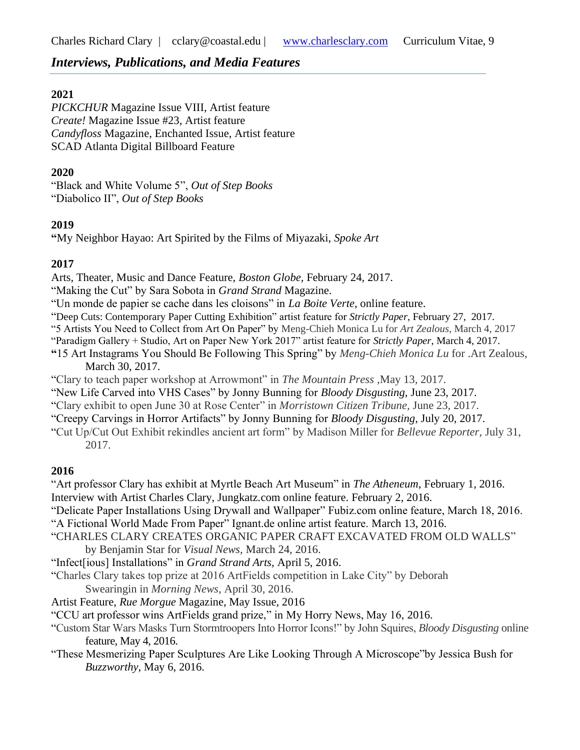## *Interviews, Publications, and Media Features*

**2021**

*PICKCHUR* Magazine Issue VIII, Artist feature
*Create!* Magazine Issue #23, Artist feature
*Candyfloss* Magazine, Enchanted Issue, Artist feature
SCAD Atlanta Digital Billboard Feature

**2020**

"Black and White Volume 5", *Out of Step Books*
"Diabolico II", *Out of Step Books*

**2019**

**"**My Neighbor Hayao: Art Spirited by the Films of Miyazaki, *Spoke Art*

**2017**

Arts, Theater, Music and Dance Feature, *Boston Globe,* February 24, 2017.
"Making the Cut" by Sara Sobota in *Grand Strand* Magazine.
"Un monde de papier se cache dans les cloisons" in *La Boite Verte*, online feature.
"Deep Cuts: Contemporary Paper Cutting Exhibition" artist feature for *Strictly Paper*, February 27, 2017.
"5 Artists You Need to Collect from Art On Paper" by Meng-Chieh Monica Lu for *Art Zealous*, March 4, 2017
"Paradigm Gallery + Studio, Art on Paper New York 2017" artist feature for *Strictly Paper*, March 4, 2017.
**"**15 Art Instagrams You Should Be Following This Spring" by *Meng-Chieh Monica Lu* for .Art Zealous, March 30, 2017.
"Clary to teach paper workshop at Arrowmont" in *The Mountain Press* ,May 13, 2017.
"New Life Carved into VHS Cases" by Jonny Bunning for *Bloody Disgusting*, June 23, 2017.
"Clary exhibit to open June 30 at Rose Center" in *Morristown Citizen Tribune*, June 23, 2017.
"Creepy Carvings in Horror Artifacts" by Jonny Bunning for *Bloody Disgusting*, July 20, 2017.
"Cut Up/Cut Out Exhibit rekindles ancient art form" by Madison Miller for *Bellevue Reporter*, July 31, 2017.

**2016**

"Art professor Clary has exhibit at Myrtle Beach Art Museum" in *The Atheneum*, February 1, 2016.
Interview with Artist Charles Clary, Jungkatz.com online feature. February 2, 2016.
"Delicate Paper Installations Using Drywall and Wallpaper" Fubiz.com online feature, March 18, 2016.
"A Fictional World Made From Paper" Ignant.de online artist feature. March 13, 2016.
"CHARLES CLARY CREATES ORGANIC PAPER CRAFT EXCAVATED FROM OLD WALLS" by Benjamin Star for *Visual News,* March 24, 2016.
"Infect[ious] Installations" in *Grand Strand Arts*, April 5, 2016.
"Charles Clary takes top prize at 2016 ArtFields competition in Lake City" by Deborah Swearingin in *Morning News,* April 30, 2016.
Artist Feature, *Rue Morgue* Magazine, May Issue, 2016
"CCU art professor wins ArtFields grand prize," in My Horry News, May 16, 2016.
"Custom Star Wars Masks Turn Stormtroopers Into Horror Icons!" by John Squires, *Bloody Disgusting* online feature, May 4, 2016.
"These Mesmerizing Paper Sculptures Are Like Looking Through A Microscope"by Jessica Bush for *Buzzworthy*, May 6, 2016.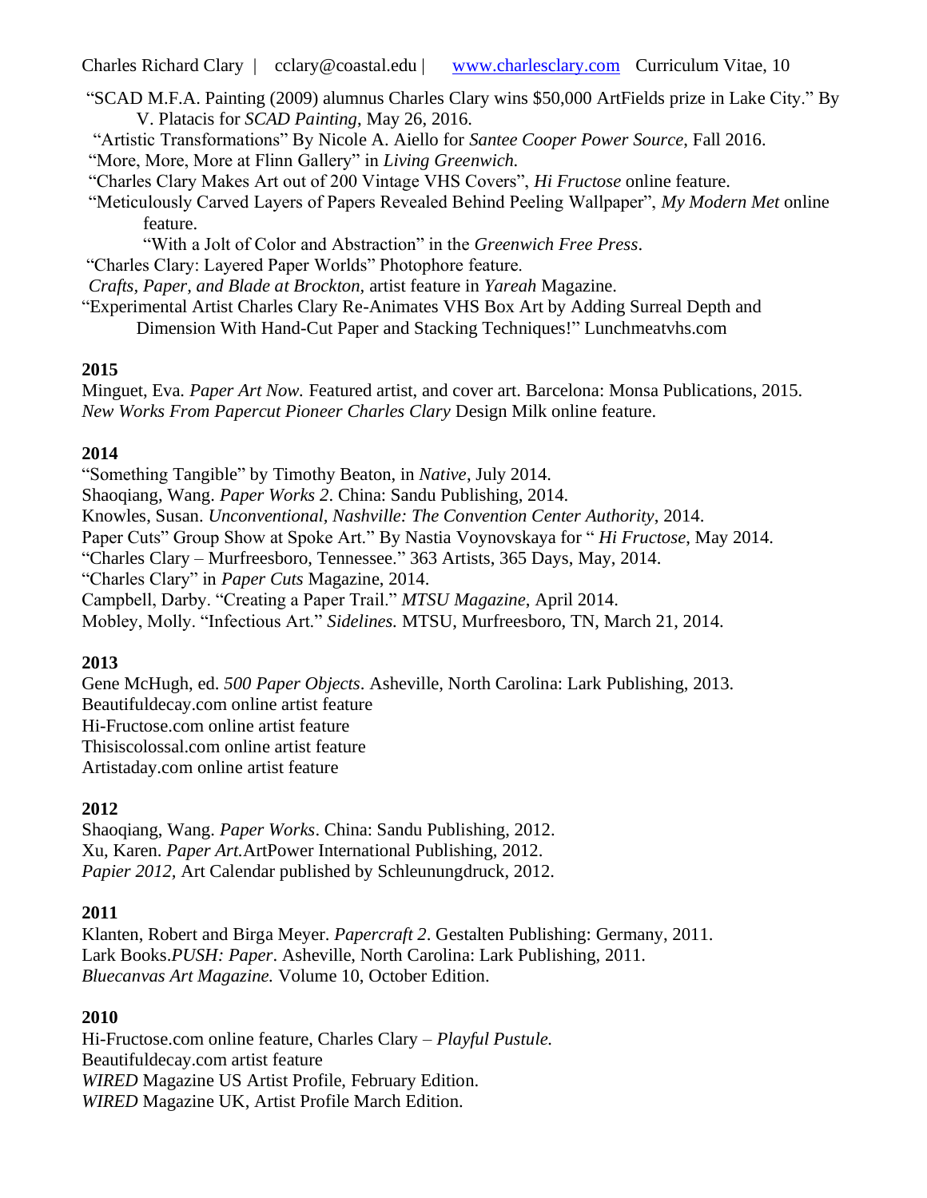"SCAD M.F.A. Painting (2009) alumnus Charles Clary wins $50,000 ArtFields prize in Lake City." By V. Platacis for *SCAD Painting*, May 26, 2016.
"Artistic Transformations" By Nicole A. Aiello for *Santee Cooper Power Source*, Fall 2016.
"More, More, More at Flinn Gallery" in *Living Greenwich.*
"Charles Clary Makes Art out of 200 Vintage VHS Covers", *Hi Fructose* online feature.
"Meticulously Carved Layers of Papers Revealed Behind Peeling Wallpaper", *My Modern Met* online feature.
"With a Jolt of Color and Abstraction" in the *Greenwich Free Press*.
"Charles Clary: Layered Paper Worlds" Photophore feature.
*Crafts, Paper, and Blade at Brockton,* artist feature in *Yareah* Magazine.
"Experimental Artist Charles Clary Re-Animates VHS Box Art by Adding Surreal Depth and Dimension With Hand-Cut Paper and Stacking Techniques!" Lunchmeatvhs.com

**2015**

Minguet, Eva. *Paper Art Now.* Featured artist, and cover art. Barcelona: Monsa Publications, 2015.
*New Works From Papercut Pioneer Charles Clary* Design Milk online feature.

**2014**

"Something Tangible" by Timothy Beaton, in *Native*, July 2014.
Shaoqiang, Wang. *Paper Works 2*. China: Sandu Publishing, 2014.
Knowles, Susan. *Unconventional, Nashville: The Convention Center Authority*, 2014.
Paper Cuts" Group Show at Spoke Art." By Nastia Voynovskaya for " *Hi Fructose*, May 2014.
"Charles Clary – Murfreesboro, Tennessee." 363 Artists, 365 Days, May, 2014.
"Charles Clary" in *Paper Cuts* Magazine, 2014.
Campbell, Darby. "Creating a Paper Trail." *MTSU Magazine*, April 2014.
Mobley, Molly. "Infectious Art." *Sidelines.* MTSU, Murfreesboro, TN, March 21, 2014.

**2013**

Gene McHugh, ed. *500 Paper Objects*. Asheville, North Carolina: Lark Publishing, 2013.
Beautifuldecay.com online artist feature
Hi-Fructose.com online artist feature
Thisiscolossal.com online artist feature
Artistaday.com online artist feature

**2012**

Shaoqiang, Wang. *Paper Works*. China: Sandu Publishing, 2012.
Xu, Karen. *Paper Art.*ArtPower International Publishing, 2012.
*Papier 2012,* Art Calendar published by Schleunungdruck, 2012.

**2011**

Klanten, Robert and Birga Meyer. *Papercraft 2*. Gestalten Publishing: Germany, 2011.
Lark Books.*PUSH: Paper*. Asheville, North Carolina: Lark Publishing, 2011.
*Bluecanvas Art Magazine.* Volume 10, October Edition.

**2010**

Hi-Fructose.com online feature, Charles Clary – *Playful Pustule.*
Beautifuldecay.com artist feature
*WIRED* Magazine US Artist Profile, February Edition.
*WIRED* Magazine UK, Artist Profile March Edition.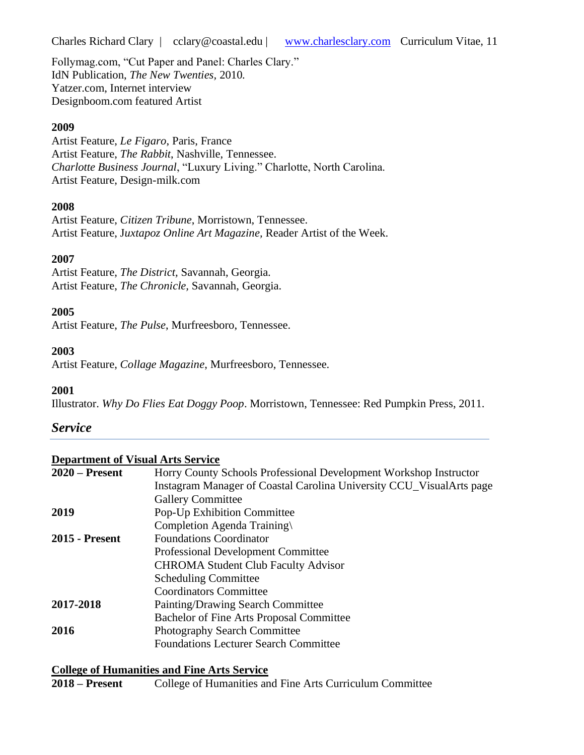Follymag.com, "Cut Paper and Panel: Charles Clary."
IdN Publication, *The New Twenties,* 2010*.*
Yatzer.com, Internet interview
Designboom.com featured Artist

**2009**
Artist Feature, *Le Figaro*, Paris, France
Artist Feature, *The Rabbit*, Nashville, Tennessee.
*Charlotte Business Journal*, "Luxury Living." Charlotte, North Carolina.
Artist Feature, Design-milk.com

**2008**
Artist Feature, *Citizen Tribune*, Morristown, Tennessee.
Artist Feature, J*uxtapoz Online Art Magazine,* Reader Artist of the Week.

**2007**
Artist Feature, *The District,* Savannah, Georgia.
Artist Feature, *The Chronicle,* Savannah, Georgia.

**2005**
Artist Feature, *The Pulse*, Murfreesboro, Tennessee.

**2003**
Artist Feature, *Collage Magazine*, Murfreesboro, Tennessee.

**2001**
Illustrator. *Why Do Flies Eat Doggy Poop*. Morristown, Tennessee: Red Pumpkin Press, 2011.

## *Service*

**Department of Visual Arts Service**

| | |
|---|---|
| **2020 – Present** | Horry County Schools Professional Development Workshop Instructor |
| | Instagram Manager of Coastal Carolina University CCU_VisualArts page |
| | Gallery Committee |
| **2019** | Pop-Up Exhibition Committee |
| | Completion Agenda Training\ |
| **2015 - Present** | Foundations Coordinator |
| | Professional Development Committee |
| | CHROMA Student Club Faculty Advisor |
| | Scheduling Committee |
| | Coordinators Committee |
| **2017-2018** | Painting/Drawing Search Committee |
| | Bachelor of Fine Arts Proposal Committee |
| **2016** | Photography Search Committee |
| | Foundations Lecturer Search Committee |

**College of Humanities and Fine Arts Service**

| | |
|---|---|
| **2018 – Present** | College of Humanities and Fine Arts Curriculum Committee |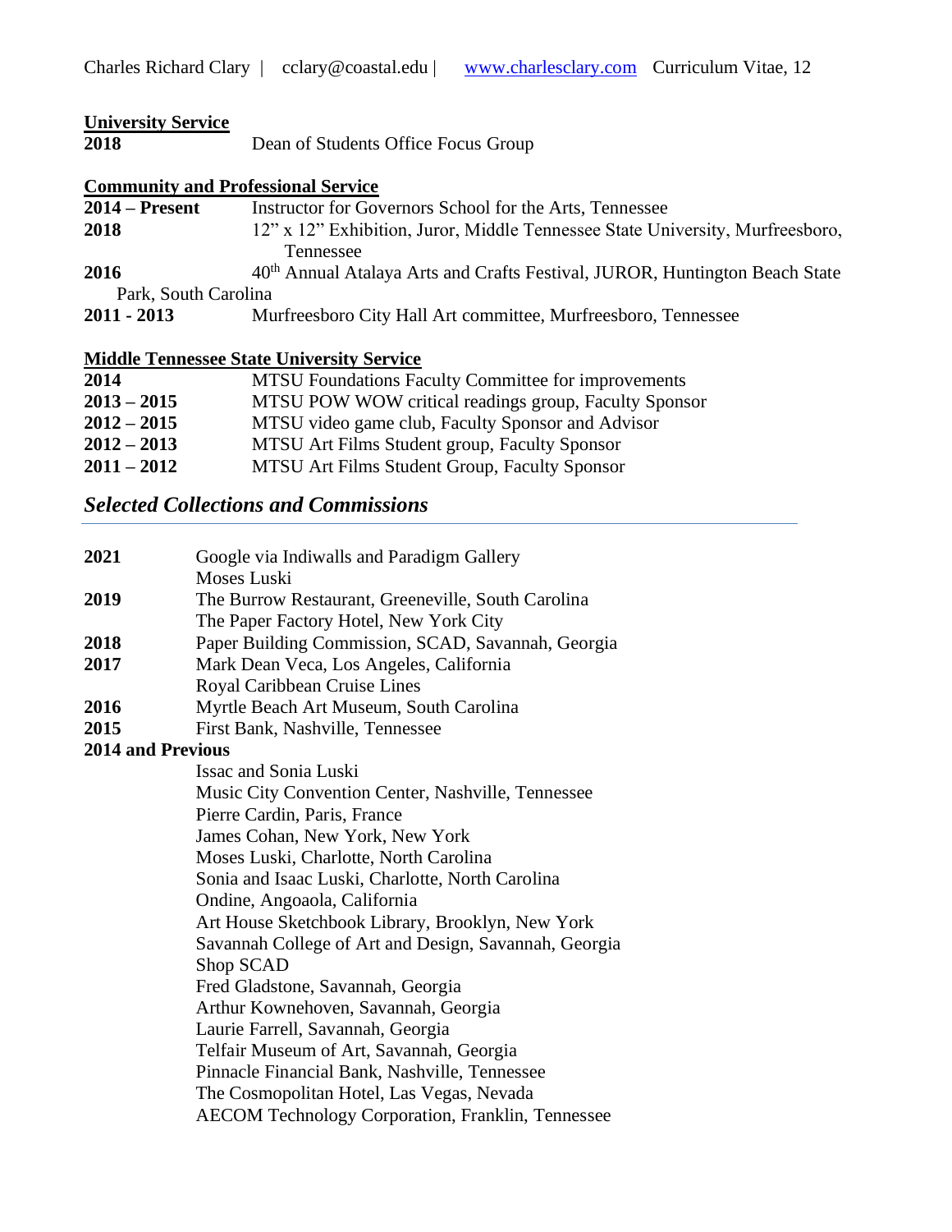**University Service**

**2018** Dean of Students Office Focus Group

**Community and Professional Service**

**2014 – Present** Instructor for Governors School for the Arts, Tennessee

**2018** 12" x 12" Exhibition, Juror, Middle Tennessee State University, Murfreesboro, Tennessee

**2016** 40th Annual Atalaya Arts and Crafts Festival, JUROR, Huntington Beach State Park, South Carolina

**2011 - 2013** Murfreesboro City Hall Art committee, Murfreesboro, Tennessee

**Middle Tennessee State University Service**

**2014** MTSU Foundations Faculty Committee for improvements

**2013 – 2015** MTSU POW WOW critical readings group, Faculty Sponsor

**2012 – 2015** MTSU video game club, Faculty Sponsor and Advisor

**2012 – 2013** MTSU Art Films Student group, Faculty Sponsor

**2011 – 2012** MTSU Art Films Student Group, Faculty Sponsor

## *Selected Collections and Commissions*

**2021** Google via Indiwalls and Paradigm Gallery
Moses Luski

**2019** The Burrow Restaurant, Greeneville, South Carolina
The Paper Factory Hotel, New York City

**2018** Paper Building Commission, SCAD, Savannah, Georgia

**2017** Mark Dean Veca, Los Angeles, California
Royal Caribbean Cruise Lines

**2016** Myrtle Beach Art Museum, South Carolina

**2015** First Bank, Nashville, Tennessee

**2014 and Previous**

Issac and Sonia Luski
Music City Convention Center, Nashville, Tennessee
Pierre Cardin, Paris, France
James Cohan, New York, New York
Moses Luski, Charlotte, North Carolina
Sonia and Isaac Luski, Charlotte, North Carolina
Ondine, Angoaola, California
Art House Sketchbook Library, Brooklyn, New York
Savannah College of Art and Design, Savannah, Georgia
Shop SCAD
Fred Gladstone, Savannah, Georgia
Arthur Kownehoven, Savannah, Georgia
Laurie Farrell, Savannah, Georgia
Telfair Museum of Art, Savannah, Georgia
Pinnacle Financial Bank, Nashville, Tennessee
The Cosmopolitan Hotel, Las Vegas, Nevada
AECOM Technology Corporation, Franklin, Tennessee